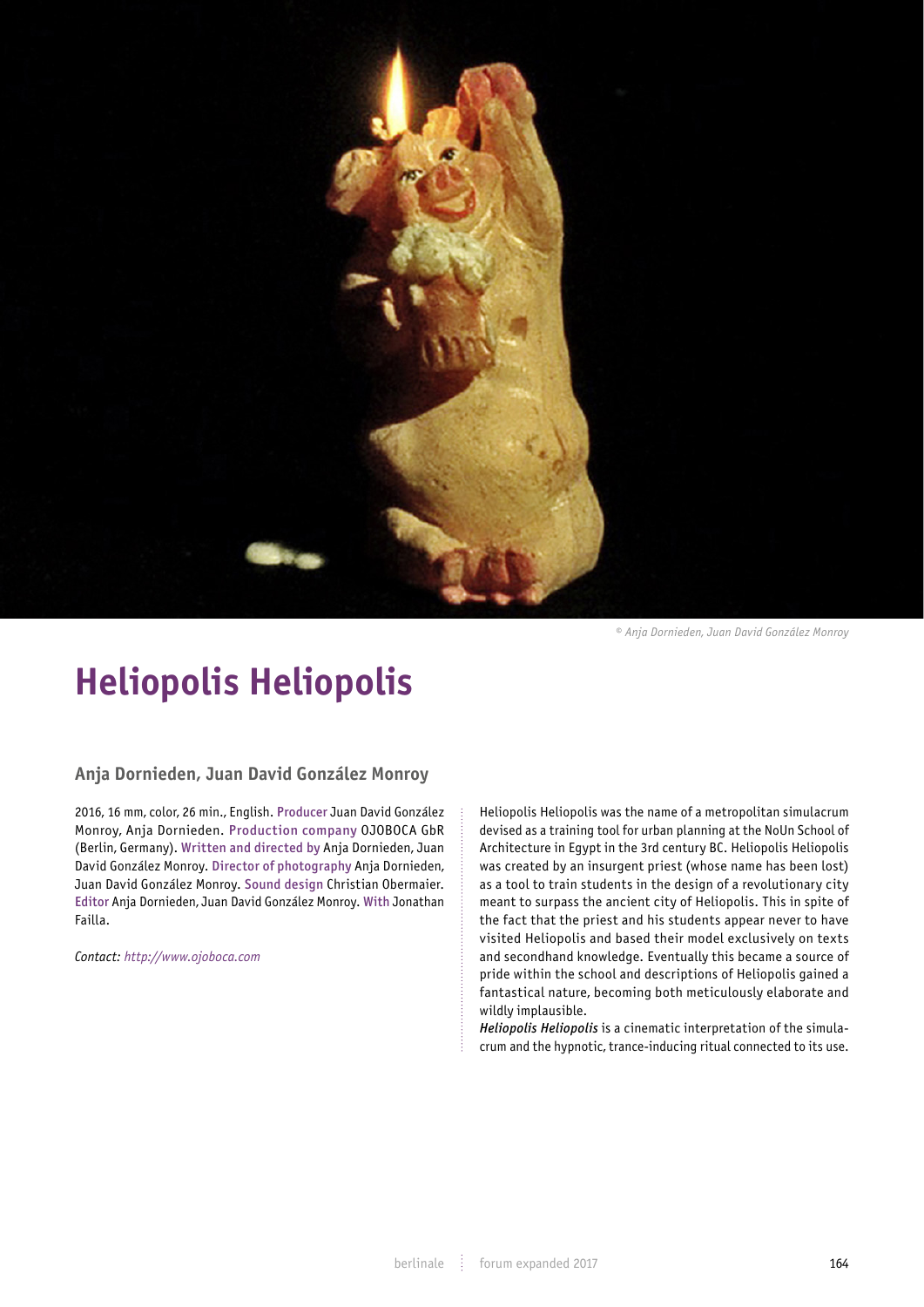© Anja Dornieden, Juan David González Monroy

# Heliopolis Heliopolis

### Anja Dornieden, Juan David González Monroy

2016, 16 mm, color, 26 min., English. **Producer** Juan David González Monroy, Anja Dornieden. **Production company** OJOBOCA GbR (Berlin, Germany). **Written and directed by** Anja Dornieden, Juan David González Monroy. **Director of photography** Anja Dornieden, Juan David González Monroy. **Sound design** Christian Obermaier. **Editor** Anja Dornieden, Juan David González Monroy. **With** Jonathan Failla.

*Contact: http://www.ojoboca.com*

Heliopolis Heliopolis was the name of a metropolitan simulacrum devised as a training tool for urban planning at the NoUn School of Architecture in Egypt in the 3rd century BC. Heliopolis Heliopolis was created by an insurgent priest (whose name has been lost) as a tool to train students in the design of a revolutionary city meant to surpass the ancient city of Heliopolis. This in spite of the fact that the priest and his students appear never to have visited Heliopolis and based their model exclusively on texts and secondhand knowledge. Eventually this became a source of pride within the school and descriptions of Heliopolis gained a fantastical nature, becoming both meticulously elaborate and wildly implausible.

*Heliopolis Heliopolis* is a cinematic interpretation of the simulacrum and the hypnotic, trance-inducing ritual connected to its use.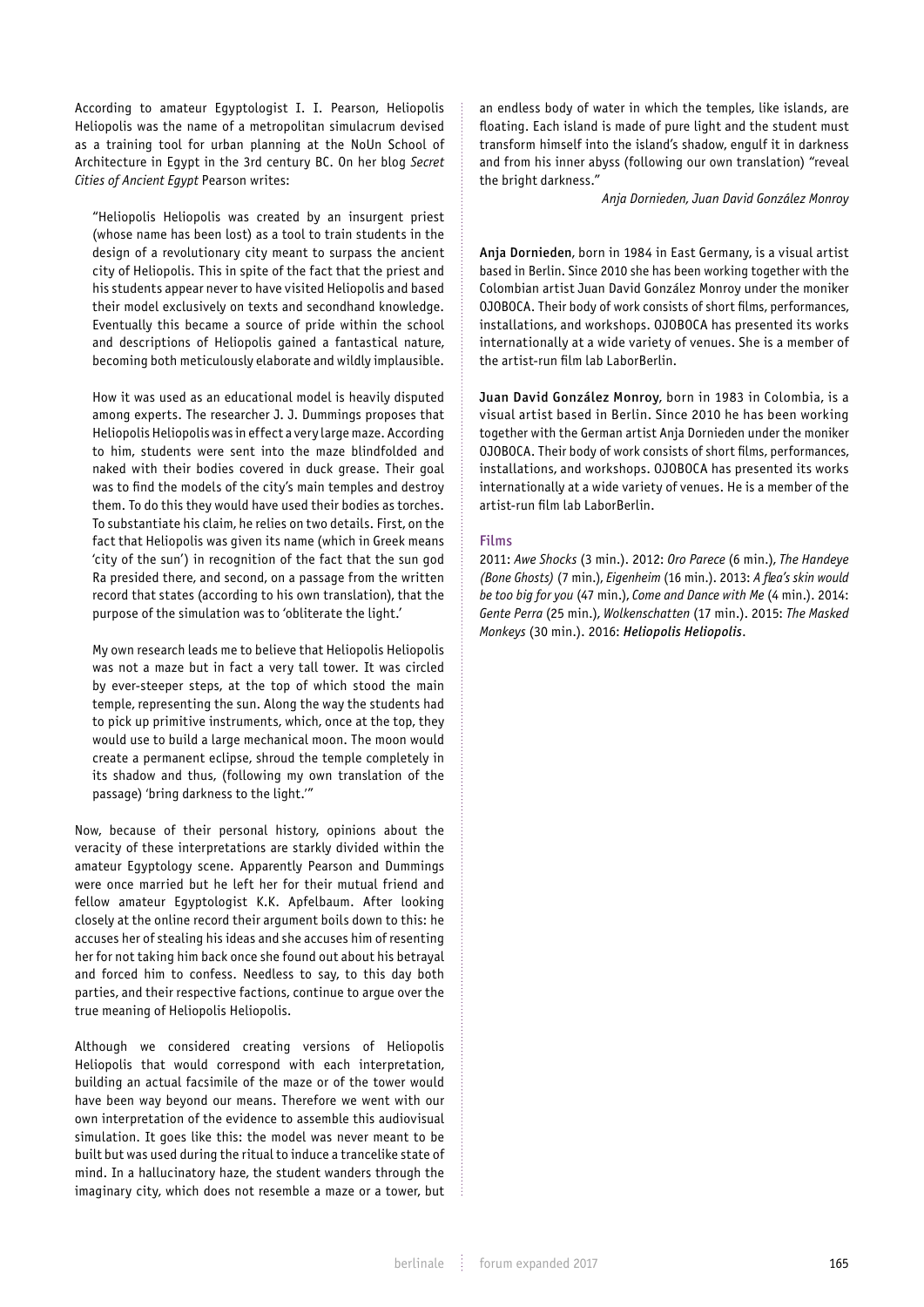According to amateur Egyptologist I. I. Pearson, Heliopolis Heliopolis was the name of a metropolitan simulacrum devised as a training tool for urban planning at the NoUn School of Architecture in Egypt in the 3rd century BC. On her blog *Secret Cities of Ancient Egypt* Pearson writes:

"Heliopolis Heliopolis was created by an insurgent priest (whose name has been lost) as a tool to train students in the design of a revolutionary city meant to surpass the ancient city of Heliopolis. This in spite of the fact that the priest and his students appear never to have visited Heliopolis and based their model exclusively on texts and secondhand knowledge. Eventually this became a source of pride within the school and descriptions of Heliopolis gained a fantastical nature, becoming both meticulously elaborate and wildly implausible.

How it was used as an educational model is heavily disputed among experts. The researcher J. J. Dummings proposes that Heliopolis Heliopolis was in effect a very large maze. According to him, students were sent into the maze blindfolded and naked with their bodies covered in duck grease. Their goal was to find the models of the city's main temples and destroy them. To do this they would have used their bodies as torches. To substantiate his claim, he relies on two details. First, on the fact that Heliopolis was given its name (which in Greek means 'city of the sun') in recognition of the fact that the sun god Ra presided there, and second, on a passage from the written record that states (according to his own translation), that the purpose of the simulation was to 'obliterate the light.'

My own research leads me to believe that Heliopolis Heliopolis was not a maze but in fact a very tall tower. It was circled by ever-steeper steps, at the top of which stood the main temple, representing the sun. Along the way the students had to pick up primitive instruments, which, once at the top, they would use to build a large mechanical moon. The moon would create a permanent eclipse, shroud the temple completely in its shadow and thus, (following my own translation of the passage) 'bring darkness to the light.'"

Now, because of their personal history, opinions about the veracity of these interpretations are starkly divided within the amateur Egyptology scene. Apparently Pearson and Dummings were once married but he left her for their mutual friend and fellow amateur Egyptologist K.K. Apfelbaum. After looking closely at the online record their argument boils down to this: he accuses her of stealing his ideas and she accuses him of resenting her for not taking him back once she found out about his betrayal and forced him to confess. Needless to say, to this day both parties, and their respective factions, continue to argue over the true meaning of Heliopolis Heliopolis.

Although we considered creating versions of Heliopolis Heliopolis that would correspond with each interpretation, building an actual facsimile of the maze or of the tower would have been way beyond our means. Therefore we went with our own interpretation of the evidence to assemble this audiovisual simulation. It goes like this: the model was never meant to be built but was used during the ritual to induce a trancelike state of mind. In a hallucinatory haze, the student wanders through the imaginary city, which does not resemble a maze or a tower, but an endless body of water in which the temples, like islands, are floating. Each island is made of pure light and the student must transform himself into the island's shadow, engulf it in darkness and from his inner abyss (following our own translation) "reveal the bright darkness."

*Anja Dornieden, Juan David González Monroy*

**Anja Dornieden**, born in 1984 in East Germany, is a visual artist based in Berlin. Since 2010 she has been working together with the Colombian artist Juan David González Monroy under the moniker OJOBOCA. Their body of work consists of short films, performances, installations, and workshops. OJOBOCA has presented its works internationally at a wide variety of venues. She is a member of the artist-run film lab LaborBerlin.

**Juan David González Monroy**, born in 1983 in Colombia, is a visual artist based in Berlin. Since 2010 he has been working together with the German artist Anja Dornieden under the moniker OJOBOCA. Their body of work consists of short films, performances, installations, and workshops. OJOBOCA has presented its works internationally at a wide variety of venues. He is a member of the artist-run film lab LaborBerlin.

### Films

2011: *Awe Shocks* (3 min.). 2012: *Oro Parece* (6 min.), *The Handeye (Bone Ghosts)* (7 min.), *Eigenheim* (16 min.). 2013: *A flea's skin would be too big for you* (47 min.), *Come and Dance with Me* (4 min.). 2014: *Gente Perra* (25 min.), *Wolkenschatten* (17 min.). 2015: *The Masked Monkeys* (30 min.). 2016: ***Heliopolis Heliopolis***.